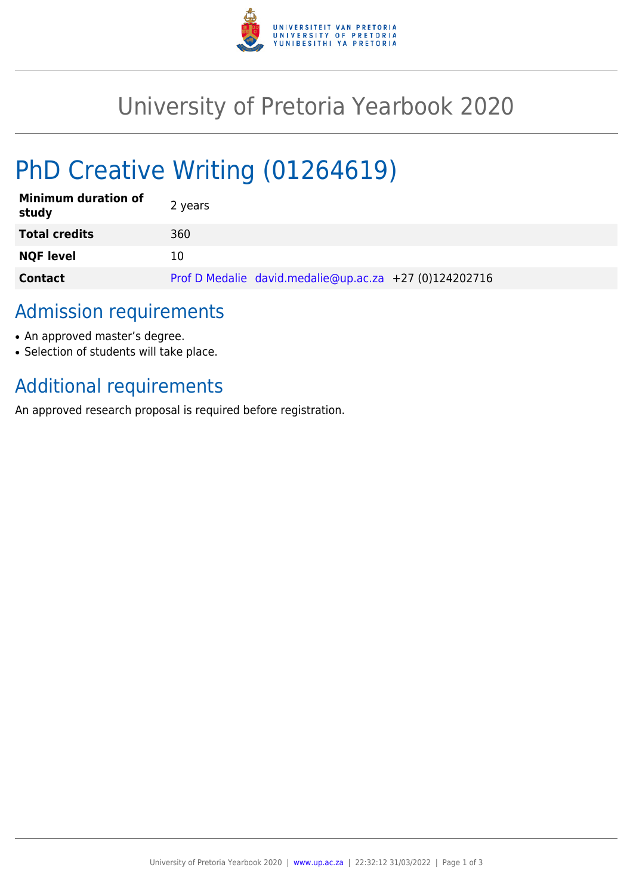# University of Pretoria Yearbook 2020

## PhD Creative Writing (01264619)

| | |
|---|---|
| **Minimum duration of study** | 2 years |
| **Total credits** | 360 |
| **NQF level** | 10 |
| **Contact** | Prof D Medalie david.medalie@up.ac.za +27 (0)124202716 |

## Admission requirements

- An approved master's degree.
- Selection of students will take place.

## Additional requirements

An approved research proposal is required before registration.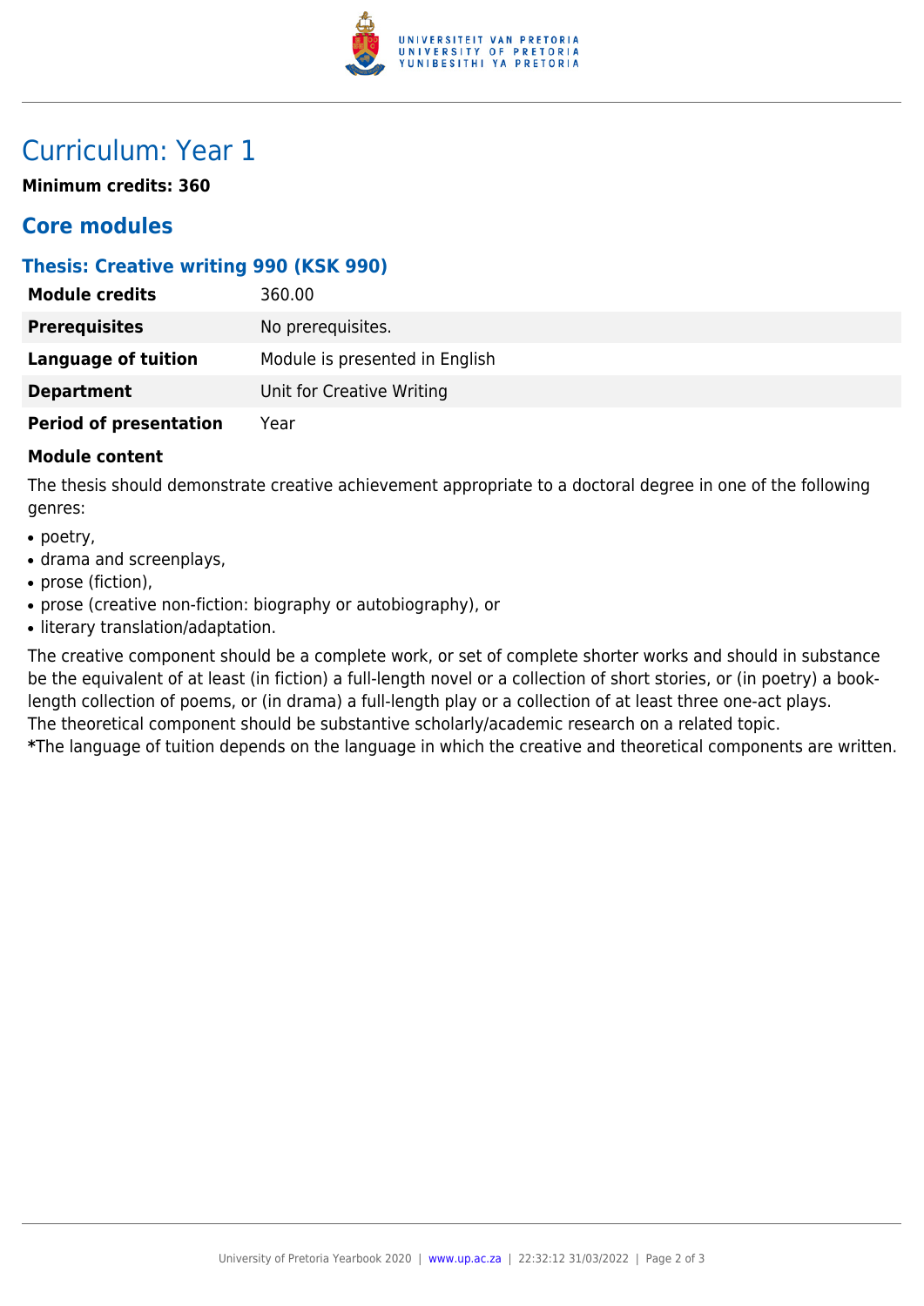# Curriculum: Year 1

**Minimum credits: 360**

## Core modules

### Thesis: Creative writing 990 (KSK 990)

| | |
|---|---|
| **Module credits** | 360.00 |
| **Prerequisites** | No prerequisites. |
| **Language of tuition** | Module is presented in English |
| **Department** | Unit for Creative Writing |
| **Period of presentation** | Year |

**Module content**

The thesis should demonstrate creative achievement appropriate to a doctoral degree in one of the following genres:

- poetry,
- drama and screenplays,
- prose (fiction),
- prose (creative non-fiction: biography or autobiography), or
- literary translation/adaptation.

The creative component should be a complete work, or set of complete shorter works and should in substance be the equivalent of at least (in fiction) a full-length novel or a collection of short stories, or (in poetry) a book-length collection of poems, or (in drama) a full-length play or a collection of at least three one-act plays.
The theoretical component should be substantive scholarly/academic research on a related topic.
**\***The language of tuition depends on the language in which the creative and theoretical components are written.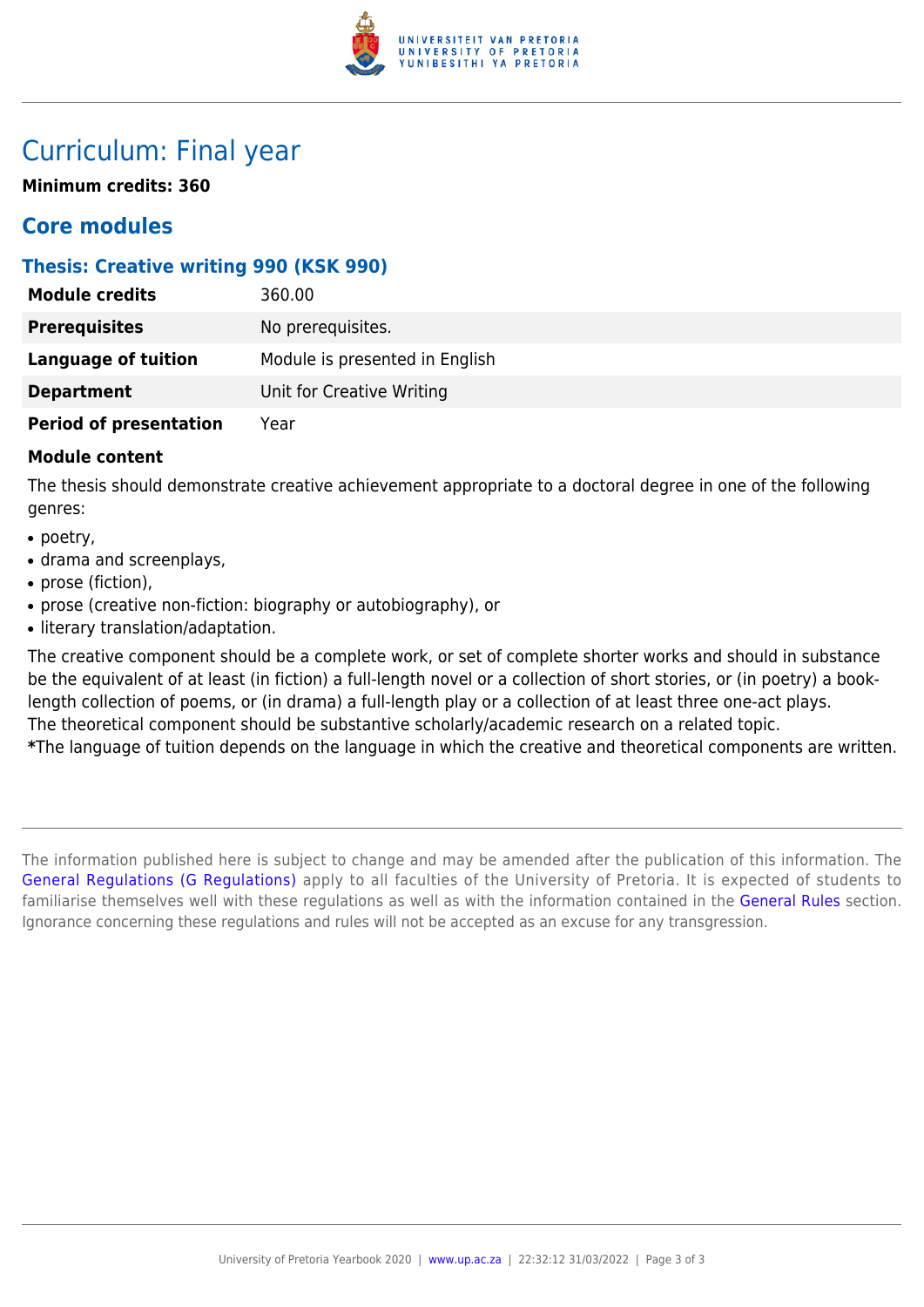# Curriculum: Final year

**Minimum credits: 360**

## Core modules

### Thesis: Creative writing 990 (KSK 990)

| | |
|---|---|
| **Module credits** | 360.00 |
| **Prerequisites** | No prerequisites. |
| **Language of tuition** | Module is presented in English |
| **Department** | Unit for Creative Writing |
| **Period of presentation** | Year |

**Module content**

The thesis should demonstrate creative achievement appropriate to a doctoral degree in one of the following genres:

- poetry,
- drama and screenplays,
- prose (fiction),
- prose (creative non-fiction: biography or autobiography), or
- literary translation/adaptation.

The creative component should be a complete work, or set of complete shorter works and should in substance be the equivalent of at least (in fiction) a full-length novel or a collection of short stories, or (in poetry) a book-length collection of poems, or (in drama) a full-length play or a collection of at least three one-act plays.
The theoretical component should be substantive scholarly/academic research on a related topic.
***The language of tuition depends on the language in which the creative and theoretical components are written.**

The information published here is subject to change and may be amended after the publication of this information. The General Regulations (G Regulations) apply to all faculties of the University of Pretoria. It is expected of students to familiarise themselves well with these regulations as well as with the information contained in the General Rules section. Ignorance concerning these regulations and rules will not be accepted as an excuse for any transgression.